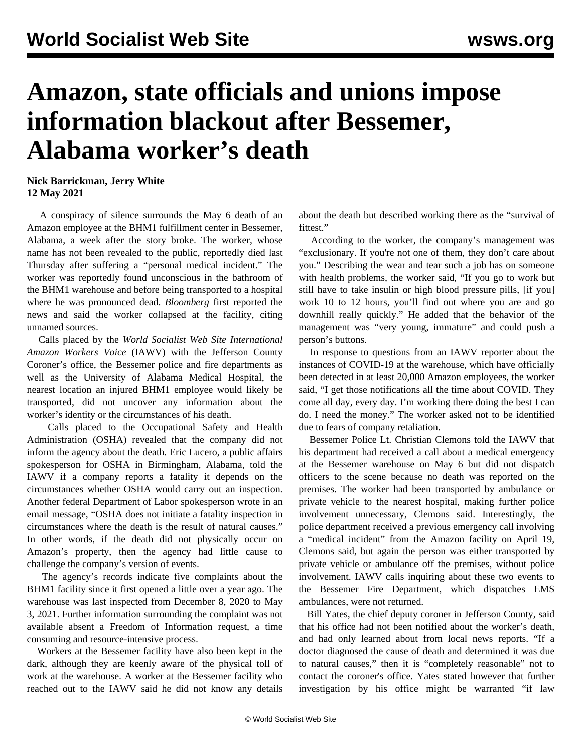# Amazon, state officials and unions impose information blackout after Bessemer, Alabama worker's death

**Nick Barrickman, Jerry White**
**12 May 2021**

A conspiracy of silence surrounds the May 6 death of an Amazon employee at the BHM1 fulfillment center in Bessemer, Alabama, a week after the story broke. The worker, whose name has not been revealed to the public, reportedly died last Thursday after suffering a "personal medical incident." The worker was reportedly found unconscious in the bathroom of the BHM1 warehouse and before being transported to a hospital where he was pronounced dead. *Bloomberg* first reported the news and said the worker collapsed at the facility, citing unnamed sources.

Calls placed by the *World Socialist Web Site International Amazon Workers Voice* (IAWV) with the Jefferson County Coroner's office, the Bessemer police and fire departments as well as the University of Alabama Medical Hospital, the nearest location an injured BHM1 employee would likely be transported, did not uncover any information about the worker's identity or the circumstances of his death.

Calls placed to the Occupational Safety and Health Administration (OSHA) revealed that the company did not inform the agency about the death. Eric Lucero, a public affairs spokesperson for OSHA in Birmingham, Alabama, told the IAWV if a company reports a fatality it depends on the circumstances whether OSHA would carry out an inspection. Another federal Department of Labor spokesperson wrote in an email message, "OSHA does not initiate a fatality inspection in circumstances where the death is the result of natural causes." In other words, if the death did not physically occur on Amazon's property, then the agency had little cause to challenge the company's version of events.

The agency's records indicate five complaints about the BHM1 facility since it first opened a little over a year ago. The warehouse was last inspected from December 8, 2020 to May 3, 2021. Further information surrounding the complaint was not available absent a Freedom of Information request, a time consuming and resource-intensive process.

Workers at the Bessemer facility have also been kept in the dark, although they are keenly aware of the physical toll of work at the warehouse. A worker at the Bessemer facility who reached out to the IAWV said he did not know any details about the death but described working there as the "survival of fittest."

According to the worker, the company's management was "exclusionary. If you're not one of them, they don't care about you." Describing the wear and tear such a job has on someone with health problems, the worker said, "If you go to work but still have to take insulin or high blood pressure pills, [if you] work 10 to 12 hours, you'll find out where you are and go downhill really quickly." He added that the behavior of the management was "very young, immature" and could push a person's buttons.

In response to questions from an IAWV reporter about the instances of COVID-19 at the warehouse, which have officially been detected in at least 20,000 Amazon employees, the worker said, "I get those notifications all the time about COVID. They come all day, every day. I'm working there doing the best I can do. I need the money." The worker asked not to be identified due to fears of company retaliation.

Bessemer Police Lt. Christian Clemons told the IAWV that his department had received a call about a medical emergency at the Bessemer warehouse on May 6 but did not dispatch officers to the scene because no death was reported on the premises. The worker had been transported by ambulance or private vehicle to the nearest hospital, making further police involvement unnecessary, Clemons said. Interestingly, the police department received a previous emergency call involving a "medical incident" from the Amazon facility on April 19, Clemons said, but again the person was either transported by private vehicle or ambulance off the premises, without police involvement. IAWV calls inquiring about these two events to the Bessemer Fire Department, which dispatches EMS ambulances, were not returned.

Bill Yates, the chief deputy coroner in Jefferson County, said that his office had not been notified about the worker's death, and had only learned about from local news reports. "If a doctor diagnosed the cause of death and determined it was due to natural causes," then it is "completely reasonable" not to contact the coroner's office. Yates stated however that further investigation by his office might be warranted "if law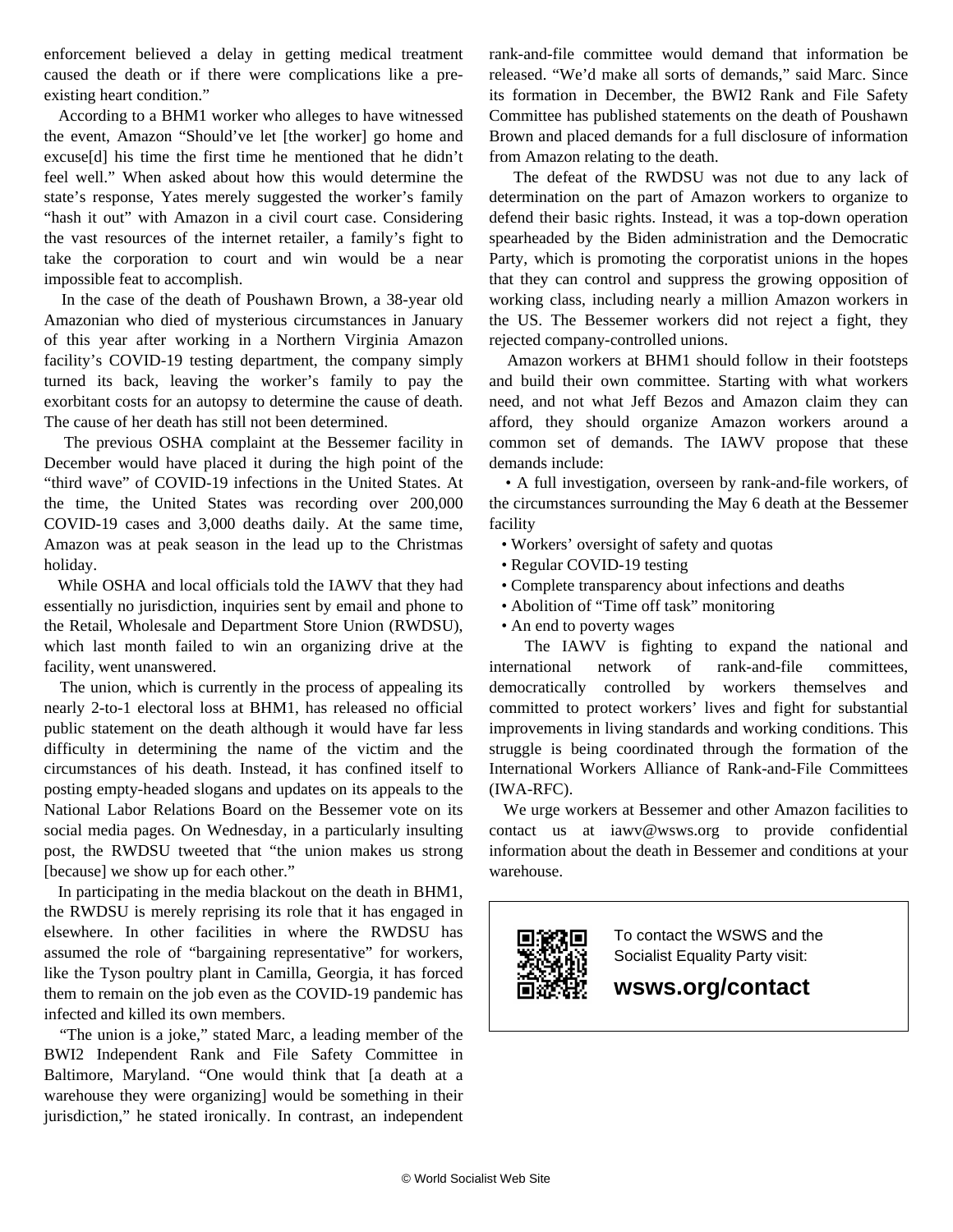enforcement believed a delay in getting medical treatment caused the death or if there were complications like a pre-existing heart condition."

According to a BHM1 worker who alleges to have witnessed the event, Amazon "Should've let [the worker] go home and excuse[d] his time the first time he mentioned that he didn't feel well." When asked about how this would determine the state's response, Yates merely suggested the worker's family "hash it out" with Amazon in a civil court case. Considering the vast resources of the internet retailer, a family's fight to take the corporation to court and win would be a near impossible feat to accomplish.

In the case of the death of Poushawn Brown, a 38-year old Amazonian who died of mysterious circumstances in January of this year after working in a Northern Virginia Amazon facility's COVID-19 testing department, the company simply turned its back, leaving the worker's family to pay the exorbitant costs for an autopsy to determine the cause of death. The cause of her death has still not been determined.

The previous OSHA complaint at the Bessemer facility in December would have placed it during the high point of the "third wave" of COVID-19 infections in the United States. At the time, the United States was recording over 200,000 COVID-19 cases and 3,000 deaths daily. At the same time, Amazon was at peak season in the lead up to the Christmas holiday.

While OSHA and local officials told the IAWV that they had essentially no jurisdiction, inquiries sent by email and phone to the Retail, Wholesale and Department Store Union (RWDSU), which last month failed to win an organizing drive at the facility, went unanswered.

The union, which is currently in the process of appealing its nearly 2-to-1 electoral loss at BHM1, has released no official public statement on the death although it would have far less difficulty in determining the name of the victim and the circumstances of his death. Instead, it has confined itself to posting empty-headed slogans and updates on its appeals to the National Labor Relations Board on the Bessemer vote on its social media pages. On Wednesday, in a particularly insulting post, the RWDSU tweeted that "the union makes us strong [because] we show up for each other."

In participating in the media blackout on the death in BHM1, the RWDSU is merely reprising its role that it has engaged in elsewhere. In other facilities in where the RWDSU has assumed the role of "bargaining representative" for workers, like the Tyson poultry plant in Camilla, Georgia, it has forced them to remain on the job even as the COVID-19 pandemic has infected and killed its own members.

"The union is a joke," stated Marc, a leading member of the BWI2 Independent Rank and File Safety Committee in Baltimore, Maryland. "One would think that [a death at a warehouse they were organizing] would be something in their jurisdiction," he stated ironically. In contrast, an independent rank-and-file committee would demand that information be released. "We'd make all sorts of demands," said Marc. Since its formation in December, the BWI2 Rank and File Safety Committee has published statements on the death of Poushawn Brown and placed demands for a full disclosure of information from Amazon relating to the death.

The defeat of the RWDSU was not due to any lack of determination on the part of Amazon workers to organize to defend their basic rights. Instead, it was a top-down operation spearheaded by the Biden administration and the Democratic Party, which is promoting the corporatist unions in the hopes that they can control and suppress the growing opposition of working class, including nearly a million Amazon workers in the US. The Bessemer workers did not reject a fight, they rejected company-controlled unions.

Amazon workers at BHM1 should follow in their footsteps and build their own committee. Starting with what workers need, and not what Jeff Bezos and Amazon claim they can afford, they should organize Amazon workers around a common set of demands. The IAWV propose that these demands include:

- A full investigation, overseen by rank-and-file workers, of the circumstances surrounding the May 6 death at the Bessemer facility
- Workers' oversight of safety and quotas
- Regular COVID-19 testing
- Complete transparency about infections and deaths
- Abolition of "Time off task" monitoring
- An end to poverty wages

The IAWV is fighting to expand the national and international network of rank-and-file committees, democratically controlled by workers themselves and committed to protect workers' lives and fight for substantial improvements in living standards and working conditions. This struggle is being coordinated through the formation of the International Workers Alliance of Rank-and-File Committees (IWA-RFC).

We urge workers at Bessemer and other Amazon facilities to contact us at iawv@wsws.org to provide confidential information about the death in Bessemer and conditions at your warehouse.

To contact the WSWS and the Socialist Equality Party visit:

**wsws.org/contact**